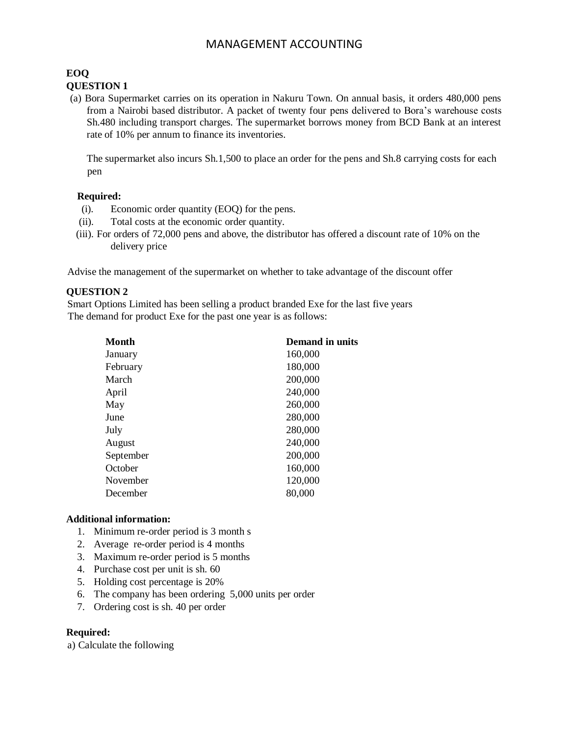# MANAGEMENT ACCOUNTING

**EOQ**

**QUESTION 1**

(a) Bora Supermarket carries on its operation in Nakuru Town. On annual basis, it orders 480,000 pens from a Nairobi based distributor. A packet of twenty four pens delivered to Bora's warehouse costs Sh.480 including transport charges. The supermarket borrows money from BCD Bank at an interest rate of 10% per annum to finance its inventories.

The supermarket also incurs Sh.1,500 to place an order for the pens and Sh.8 carrying costs for each pen

**Required:**

(i). Economic order quantity (EOQ) for the pens.

(ii). Total costs at the economic order quantity.

(iii). For orders of 72,000 pens and above, the distributor has offered a discount rate of 10% on the delivery price

Advise the management of the supermarket on whether to take advantage of the discount offer

**QUESTION 2**

Smart Options Limited has been selling a product branded Exe for the last five years
The demand for product Exe for the past one year is as follows:

| Month | Demand in units |
|---|---|
| January | 160,000 |
| February | 180,000 |
| March | 200,000 |
| April | 240,000 |
| May | 260,000 |
| June | 280,000 |
| July | 280,000 |
| August | 240,000 |
| September | 200,000 |
| October | 160,000 |
| November | 120,000 |
| December | 80,000 |

**Additional information:**

1. Minimum re-order period is 3 month s
2. Average re-order period is 4 months
3. Maximum re-order period is 5 months
4. Purchase cost per unit is sh. 60
5. Holding cost percentage is 20%
6. The company has been ordering 5,000 units per order
7. Ordering cost is sh. 40 per order

**Required:**

a) Calculate the following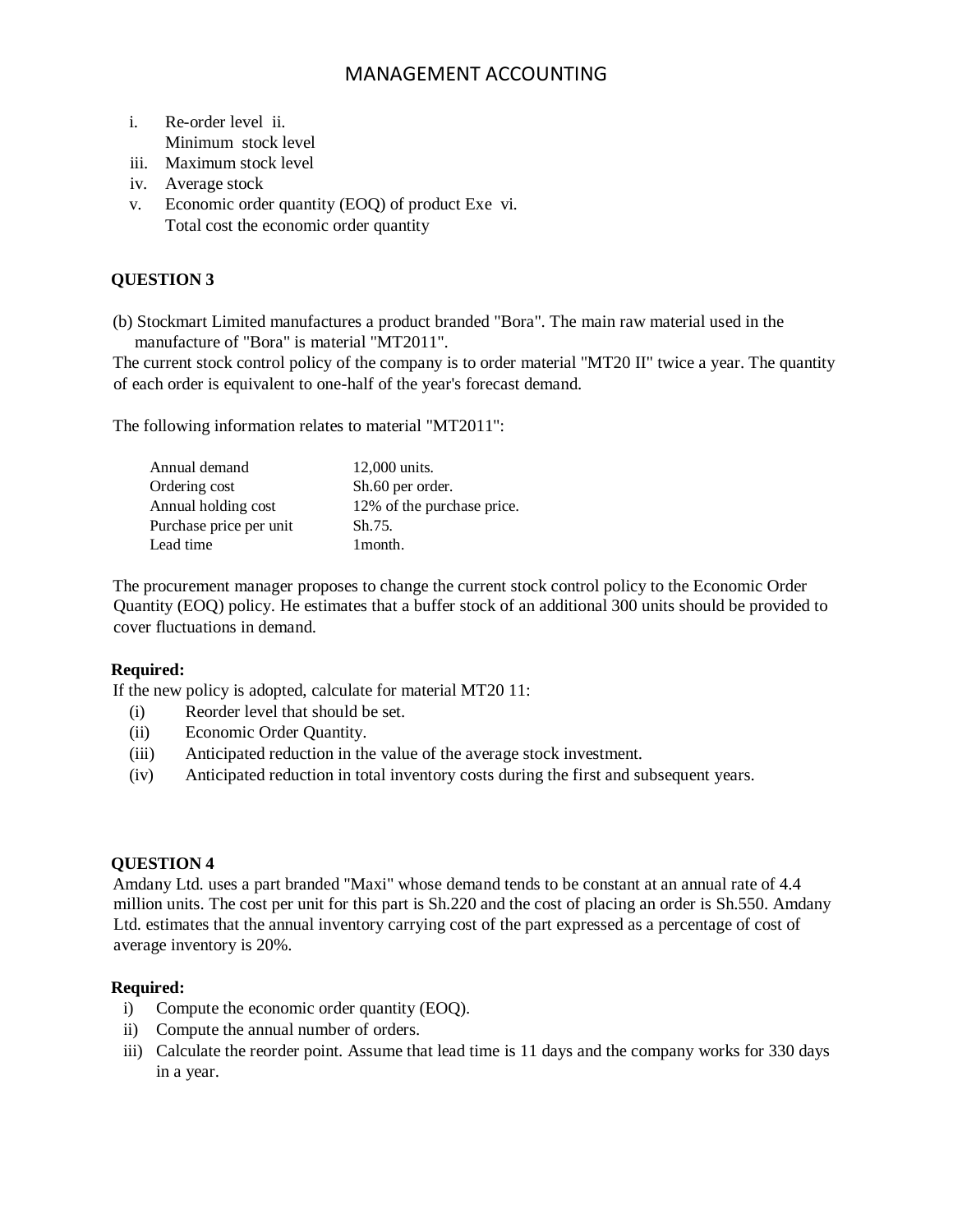i. Re-order level
ii. Minimum stock level
iii. Maximum stock level
iv. Average stock
v. Economic order quantity (EOQ) of product Exe
vi. Total cost the economic order quantity

**QUESTION 3**

(b) Stockmart Limited manufactures a product branded "Bora". The main raw material used in the manufacture of "Bora" is material "MT2011".

The current stock control policy of the company is to order material "MT20 II" twice a year. The quantity of each order is equivalent to one-half of the year's forecast demand.

The following information relates to material "MT2011":

| | |
|---|---|
| Annual demand | 12,000 units. |
| Ordering cost | Sh.60 per order. |
| Annual holding cost | 12% of the purchase price. |
| Purchase price per unit | Sh.75. |
| Lead time | 1month. |

The procurement manager proposes to change the current stock control policy to the Economic Order Quantity (EOQ) policy. He estimates that a buffer stock of an additional 300 units should be provided to cover fluctuations in demand.

**Required:**

If the new policy is adopted, calculate for material MT20 11:

(i) Reorder level that should be set.
(ii) Economic Order Quantity.
(iii) Anticipated reduction in the value of the average stock investment.
(iv) Anticipated reduction in total inventory costs during the first and subsequent years.

**QUESTION 4**

Amdany Ltd. uses a part branded "Maxi" whose demand tends to be constant at an annual rate of 4.4 million units. The cost per unit for this part is Sh.220 and the cost of placing an order is Sh.550. Amdany Ltd. estimates that the annual inventory carrying cost of the part expressed as a percentage of cost of average inventory is 20%.

**Required:**

i) Compute the economic order quantity (EOQ).
ii) Compute the annual number of orders.
iii) Calculate the reorder point. Assume that lead time is 11 days and the company works for 330 days in a year.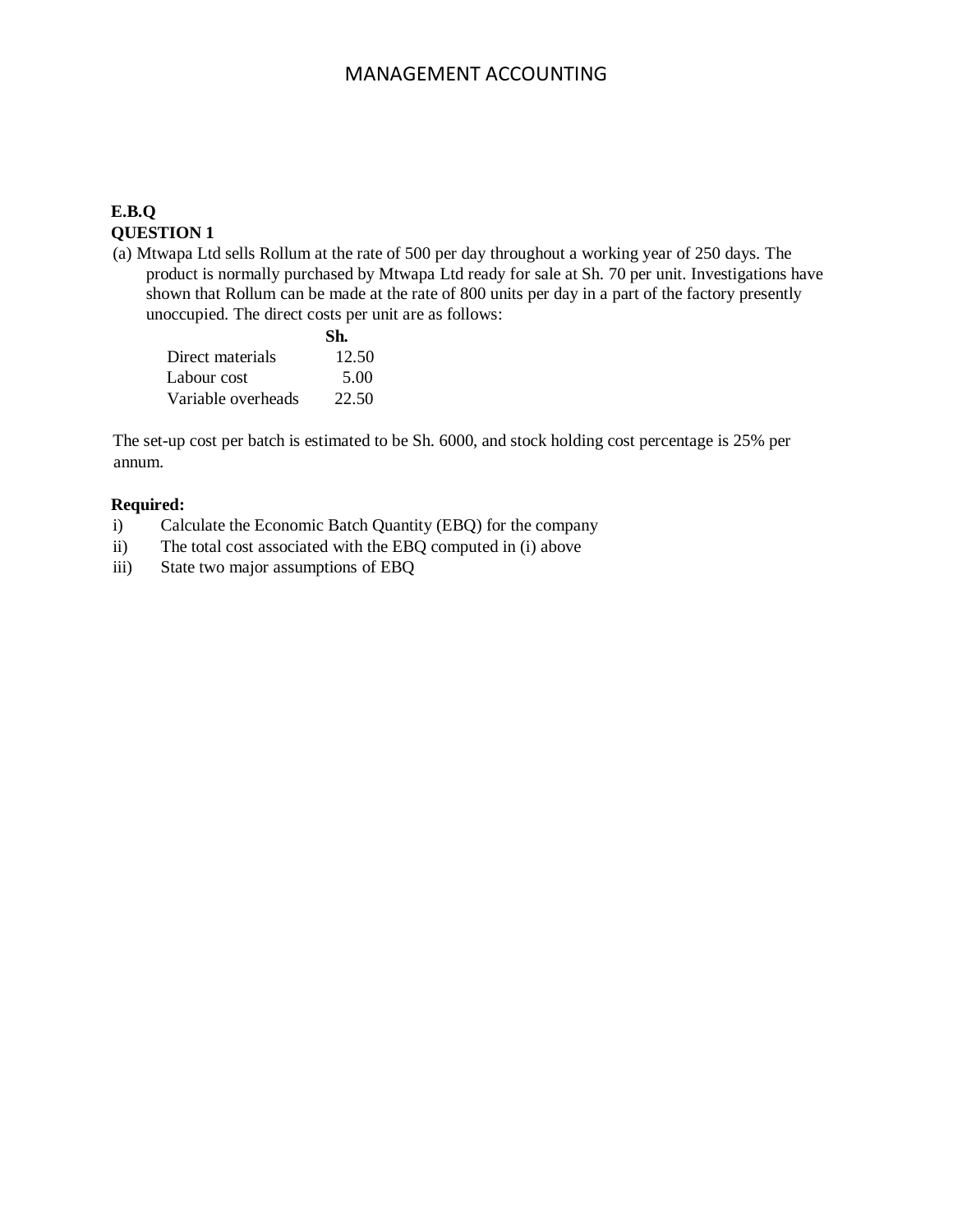**E.B.Q**

**QUESTION 1**

(a) Mtwapa Ltd sells Rollum at the rate of 500 per day throughout a working year of 250 days. The product is normally purchased by Mtwapa Ltd ready for sale at Sh. 70 per unit. Investigations have shown that Rollum can be made at the rate of 800 units per day in a part of the factory presently unoccupied. The direct costs per unit are as follows:

| | **Sh.** |
|---|---|
| Direct materials | 12.50 |
| Labour cost | 5.00 |
| Variable overheads | 22.50 |

The set-up cost per batch is estimated to be Sh. 6000, and stock holding cost percentage is 25% per annum.

**Required:**

i) Calculate the Economic Batch Quantity (EBQ) for the company

ii) The total cost associated with the EBQ computed in (i) above

iii) State two major assumptions of EBQ